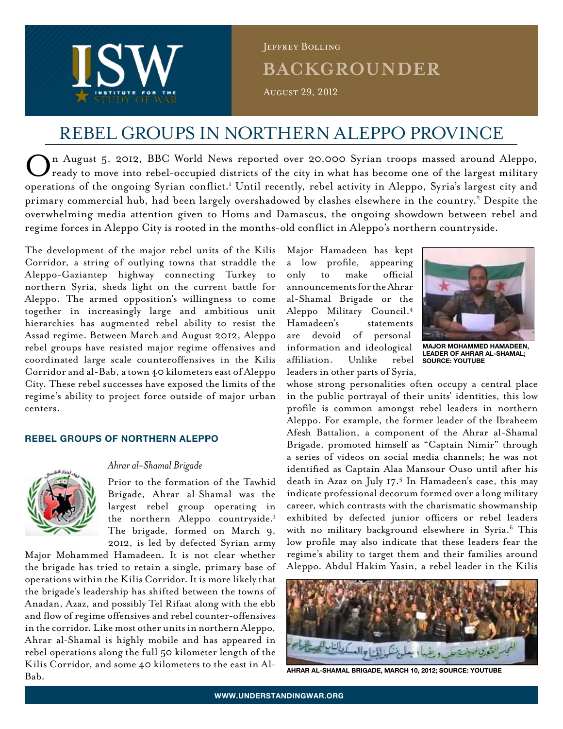Jeffrey Bolling

BACKGROUNDER

August 29, 2012

# REBEL GROUPS IN NORTHERN ALEPPO PROVINCE

On August 5, 2012, BBC World News reported over 20,000 Syrian troops massed around Aleppo, ready to move into rebel-occupied districts of the city in what has become one of the largest military operations of the ongoing Syrian conflict.[1] Until recently, rebel activity in Aleppo, Syria's largest city and primary commercial hub, had been largely overshadowed by clashes elsewhere in the country.[2] Despite the overwhelming media attention given to Homs and Damascus, the ongoing showdown between rebel and regime forces in Aleppo City is rooted in the months-old conflict in Aleppo's northern countryside.

The development of the major rebel units of the Kilis Corridor, a string of outlying towns that straddle the Aleppo-Gaziantep highway connecting Turkey to northern Syria, sheds light on the current battle for Aleppo. The armed opposition's willingness to come together in increasingly large and ambitious unit hierarchies has augmented rebel ability to resist the Assad regime. Between March and August 2012, Aleppo rebel groups have resisted major regime offensives and coordinated large scale counteroffensives in the Kilis Corridor and al-Bab, a town 40 kilometers east of Aleppo City. These rebel successes have exposed the limits of the regime's ability to project force outside of major urban centers.

## REBEL GROUPS OF NORTHERN ALEPPO

### *Ahrar al-Shamal Brigade*

Prior to the formation of the Tawhid Brigade, Ahrar al-Shamal was the largest rebel group operating in the northern Aleppo countryside.[3] The brigade, formed on March 9, 2012, is led by defected Syrian army Major Mohammed Hamadeen. It is not clear whether the brigade has tried to retain a single, primary base of operations within the Kilis Corridor. It is more likely that the brigade's leadership has shifted between the towns of Anadan, Azaz, and possibly Tel Rifaat along with the ebb and flow of regime offensives and rebel counter-offensives in the corridor. Like most other units in northern Aleppo, Ahrar al-Shamal is highly mobile and has appeared in rebel operations along the full 50 kilometer length of the Kilis Corridor, and some 40 kilometers to the east in Al-Bab.

Major Hamadeen has kept a low profile, appearing only to make official announcements for the Ahrar al-Shamal Brigade or the Aleppo Military Council.[4] Hamadeen's statements are devoid of personal information and ideological affiliation. Unlike rebel leaders in other parts of Syria, whose strong personalities often occupy a central place in the public portrayal of their units' identities, this low profile is common amongst rebel leaders in northern Aleppo. For example, the former leader of the Ibraheem Afesh Battalion, a component of the Ahrar al-Shamal Brigade, promoted himself as "Captain Nimir" through a series of videos on social media channels; he was not identified as Captain Alaa Mansour Ouso until after his death in Azaz on July 17.[5] In Hamadeen's case, this may indicate professional decorum formed over a long military career, which contrasts with the charismatic showmanship exhibited by defected junior officers or rebel leaders with no military background elsewhere in Syria.[6] This low profile may also indicate that these leaders fear the regime's ability to target them and their families around Aleppo. Abdul Hakim Yasin, a rebel leader in the Kilis

MAJOR MOHAMMED HAMADEEN, LEADER OF AHRAR AL-SHAMAL; SOURCE: YOUTUBE

AHRAR AL-SHAMAL BRIGADE, MARCH 10, 2012; SOURCE: YOUTUBE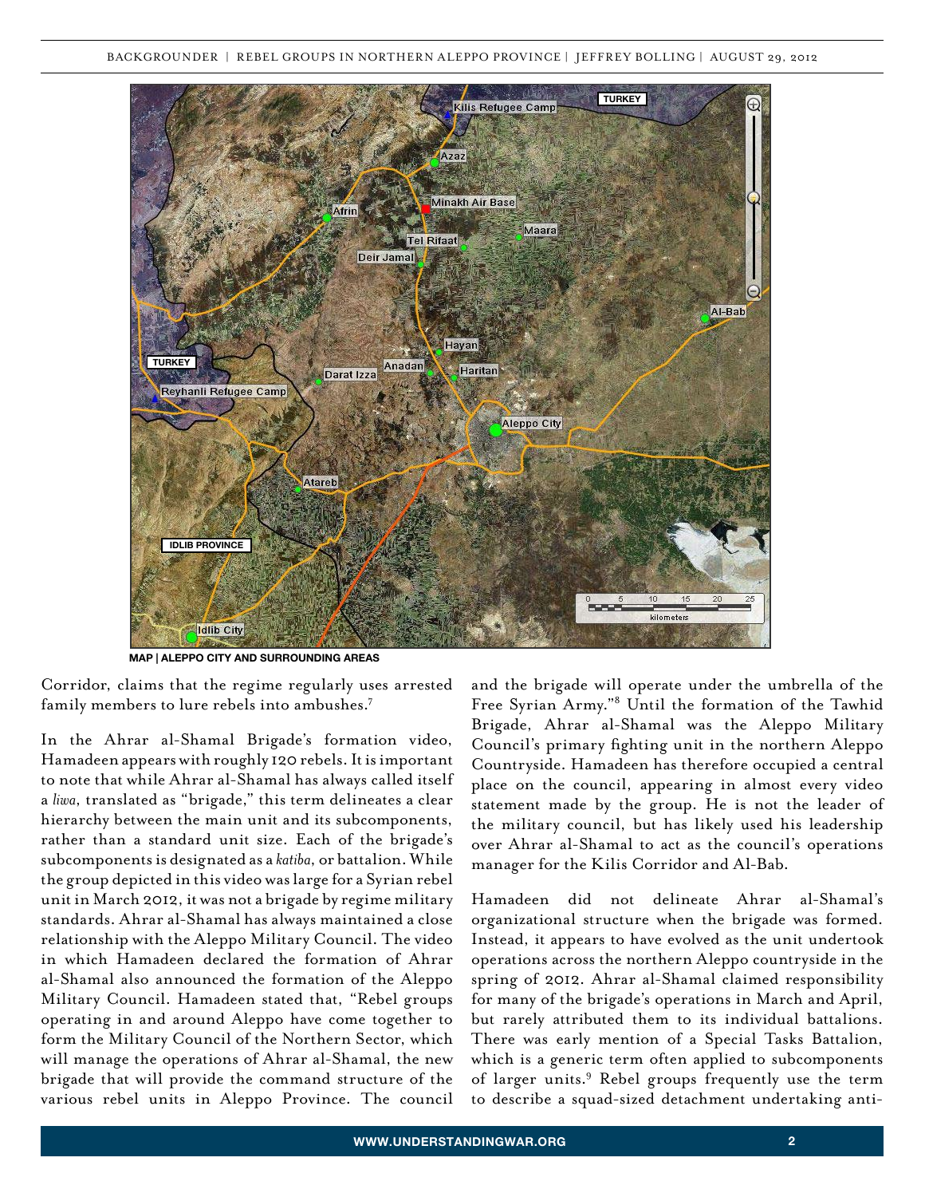MAP | ALEPPO CITY AND SURROUNDING AREAS

Corridor, claims that the regime regularly uses arrested family members to lure rebels into ambushes.[7]

In the Ahrar al-Shamal Brigade's formation video, Hamadeen appears with roughly 120 rebels. It is important to note that while Ahrar al-Shamal has always called itself a *liwa*, translated as "brigade," this term delineates a clear hierarchy between the main unit and its subcomponents, rather than a standard unit size. Each of the brigade's subcomponents is designated as a *katiba*, or battalion. While the group depicted in this video was large for a Syrian rebel unit in March 2012, it was not a brigade by regime military standards. Ahrar al-Shamal has always maintained a close relationship with the Aleppo Military Council. The video in which Hamadeen declared the formation of Ahrar al-Shamal also announced the formation of the Aleppo Military Council. Hamadeen stated that, "Rebel groups operating in and around Aleppo have come together to form the Military Council of the Northern Sector, which will manage the operations of Ahrar al-Shamal, the new brigade that will provide the command structure of the various rebel units in Aleppo Province. The council and the brigade will operate under the umbrella of the Free Syrian Army."[8] Until the formation of the Tawhid Brigade, Ahrar al-Shamal was the Aleppo Military Council's primary fighting unit in the northern Aleppo Countryside. Hamadeen has therefore occupied a central place on the council, appearing in almost every video statement made by the group. He is not the leader of the military council, but has likely used his leadership over Ahrar al-Shamal to act as the council's operations manager for the Kilis Corridor and Al-Bab.

Hamadeen did not delineate Ahrar al-Shamal's organizational structure when the brigade was formed. Instead, it appears to have evolved as the unit undertook operations across the northern Aleppo countryside in the spring of 2012. Ahrar al-Shamal claimed responsibility for many of the brigade's operations in March and April, but rarely attributed them to its individual battalions. There was early mention of a Special Tasks Battalion, which is a generic term often applied to subcomponents of larger units.[9] Rebel groups frequently use the term to describe a squad-sized detachment undertaking anti-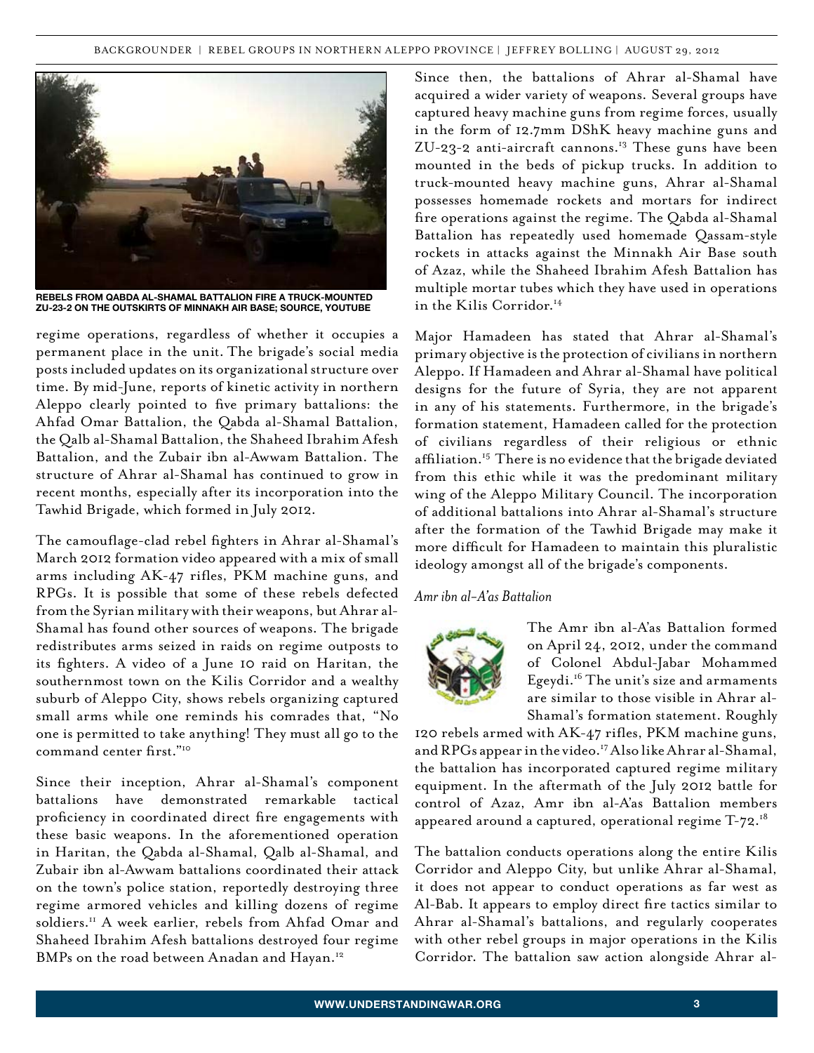REBELS FROM QABDA AL-SHAMAL BATTALION FIRE A TRUCK-MOUNTED ZU-23-2 ON THE OUTSKIRTS OF MINNAKH AIR BASE; SOURCE, YOUTUBE

regime operations, regardless of whether it occupies a permanent place in the unit. The brigade's social media posts included updates on its organizational structure over time. By mid-June, reports of kinetic activity in northern Aleppo clearly pointed to five primary battalions: the Ahfad Omar Battalion, the Qabda al-Shamal Battalion, the Qalb al-Shamal Battalion, the Shaheed Ibrahim Afesh Battalion, and the Zubair ibn al-Awwam Battalion. The structure of Ahrar al-Shamal has continued to grow in recent months, especially after its incorporation into the Tawhid Brigade, which formed in July 2012.

The camouflage-clad rebel fighters in Ahrar al-Shamal's March 2012 formation video appeared with a mix of small arms including AK-47 rifles, PKM machine guns, and RPGs. It is possible that some of these rebels defected from the Syrian military with their weapons, but Ahrar al-Shamal has found other sources of weapons. The brigade redistributes arms seized in raids on regime outposts to its fighters. A video of a June 10 raid on Haritan, the southernmost town on the Kilis Corridor and a wealthy suburb of Aleppo City, shows rebels organizing captured small arms while one reminds his comrades that, "No one is permitted to take anything! They must all go to the command center first."[10]

Since their inception, Ahrar al-Shamal's component battalions have demonstrated remarkable tactical proficiency in coordinated direct fire engagements with these basic weapons. In the aforementioned operation in Haritan, the Qabda al-Shamal, Qalb al-Shamal, and Zubair ibn al-Awwam battalions coordinated their attack on the town's police station, reportedly destroying three regime armored vehicles and killing dozens of regime soldiers.[11] A week earlier, rebels from Ahfad Omar and Shaheed Ibrahim Afesh battalions destroyed four regime BMPs on the road between Anadan and Hayan.[12]

Since then, the battalions of Ahrar al-Shamal have acquired a wider variety of weapons. Several groups have captured heavy machine guns from regime forces, usually in the form of 12.7mm DShK heavy machine guns and ZU-23-2 anti-aircraft cannons.[13] These guns have been mounted in the beds of pickup trucks. In addition to truck-mounted heavy machine guns, Ahrar al-Shamal possesses homemade rockets and mortars for indirect fire operations against the regime. The Qabda al-Shamal Battalion has repeatedly used homemade Qassam-style rockets in attacks against the Minnakh Air Base south of Azaz, while the Shaheed Ibrahim Afesh Battalion has multiple mortar tubes which they have used in operations in the Kilis Corridor.[14]

Major Hamadeen has stated that Ahrar al-Shamal's primary objective is the protection of civilians in northern Aleppo. If Hamadeen and Ahrar al-Shamal have political designs for the future of Syria, they are not apparent in any of his statements. Furthermore, in the brigade's formation statement, Hamadeen called for the protection of civilians regardless of their religious or ethnic affiliation.[15] There is no evidence that the brigade deviated from this ethic while it was the predominant military wing of the Aleppo Military Council. The incorporation of additional battalions into Ahrar al-Shamal's structure after the formation of the Tawhid Brigade may make it more difficult for Hamadeen to maintain this pluralistic ideology amongst all of the brigade's components.

*Amr ibn al-A'as Battalion*

The Amr ibn al-A'as Battalion formed on April 24, 2012, under the command of Colonel Abdul-Jabar Mohammed Egeydi.[16] The unit's size and armaments are similar to those visible in Ahrar al-Shamal's formation statement. Roughly 120 rebels armed with AK-47 rifles, PKM machine guns, and RPGs appear in the video.[17] Also like Ahrar al-Shamal, the battalion has incorporated captured regime military equipment. In the aftermath of the July 2012 battle for control of Azaz, Amr ibn al-A'as Battalion members appeared around a captured, operational regime T-72.[18]

The battalion conducts operations along the entire Kilis Corridor and Aleppo City, but unlike Ahrar al-Shamal, it does not appear to conduct operations as far west as Al-Bab. It appears to employ direct fire tactics similar to Ahrar al-Shamal's battalions, and regularly cooperates with other rebel groups in major operations in the Kilis Corridor. The battalion saw action alongside Ahrar al-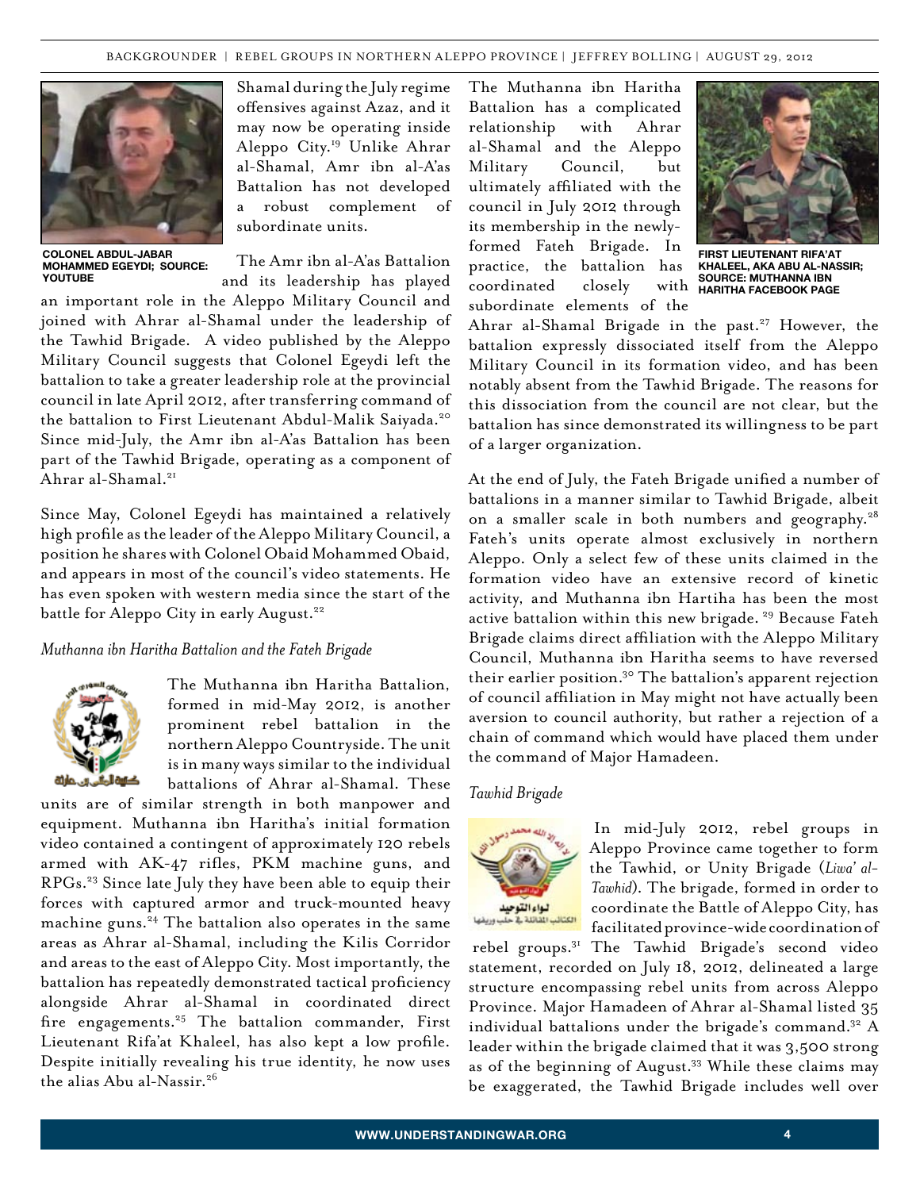COLONEL ABDUL-JABAR MOHAMMED EGEYDI; SOURCE: YOUTUBE

Shamal during the July regime offensives against Azaz, and it may now be operating inside Aleppo City.[19] Unlike Ahrar al-Shamal, Amr ibn al-A'as Battalion has not developed a robust complement of subordinate units.

The Amr ibn al-A'as Battalion and its leadership has played an important role in the Aleppo Military Council and joined with Ahrar al-Shamal under the leadership of the Tawhid Brigade. A video published by the Aleppo Military Council suggests that Colonel Egeydi left the battalion to take a greater leadership role at the provincial council in late April 2012, after transferring command of the battalion to First Lieutenant Abdul-Malik Saiyada.[20] Since mid-July, the Amr ibn al-A'as Battalion has been part of the Tawhid Brigade, operating as a component of Ahrar al-Shamal.[21]

Since May, Colonel Egeydi has maintained a relatively high profile as the leader of the Aleppo Military Council, a position he shares with Colonel Obaid Mohammed Obaid, and appears in most of the council's video statements. He has even spoken with western media since the start of the battle for Aleppo City in early August.[22]

*Muthanna ibn Haritha Battalion and the Fateh Brigade*

The Muthanna ibn Haritha Battalion, formed in mid-May 2012, is another prominent rebel battalion in the northern Aleppo Countryside. The unit is in many ways similar to the individual battalions of Ahrar al-Shamal. These units are of similar strength in both manpower and equipment. Muthanna ibn Haritha's initial formation video contained a contingent of approximately 120 rebels armed with AK-47 rifles, PKM machine guns, and RPGs.[23] Since late July they have been able to equip their forces with captured armor and truck-mounted heavy machine guns.[24] The battalion also operates in the same areas as Ahrar al-Shamal, including the Kilis Corridor and areas to the east of Aleppo City. Most importantly, the battalion has repeatedly demonstrated tactical proficiency alongside Ahrar al-Shamal in coordinated direct fire engagements.[25] The battalion commander, First Lieutenant Rifa'at Khaleel, has also kept a low profile. Despite initially revealing his true identity, he now uses the alias Abu al-Nassir.[26]

The Muthanna ibn Haritha Battalion has a complicated relationship with Ahrar al-Shamal and the Aleppo Military Council, but ultimately affiliated with the council in July 2012 through its membership in the newly-formed Fateh Brigade. In practice, the battalion has coordinated closely with subordinate elements of the Ahrar al-Shamal Brigade in the past.[27] However, the battalion expressly dissociated itself from the Aleppo Military Council in its formation video, and has been notably absent from the Tawhid Brigade. The reasons for this dissociation from the council are not clear, but the battalion has since demonstrated its willingness to be part of a larger organization.

FIRST LIEUTENANT RIFA'AT KHALEEL, AKA ABU AL-NASSIR; SOURCE: MUTHANNA IBN HARITHA FACEBOOK PAGE

At the end of July, the Fateh Brigade unified a number of battalions in a manner similar to Tawhid Brigade, albeit on a smaller scale in both numbers and geography.[28] Fateh's units operate almost exclusively in northern Aleppo. Only a select few of these units claimed in the formation video have an extensive record of kinetic activity, and Muthanna ibn Hartiha has been the most active battalion within this new brigade.[29] Because Fateh Brigade claims direct affiliation with the Aleppo Military Council, Muthanna ibn Haritha seems to have reversed their earlier position.[30] The battalion's apparent rejection of council affiliation in May might not have actually been aversion to council authority, but rather a rejection of a chain of command which would have placed them under the command of Major Hamadeen.

*Tawhid Brigade*

In mid-July 2012, rebel groups in Aleppo Province came together to form the Tawhid, or Unity Brigade (*Liwa' al-Tawhid*). The brigade, formed in order to coordinate the Battle of Aleppo City, has facilitated province-wide coordination of rebel groups.[31] The Tawhid Brigade's second video statement, recorded on July 18, 2012, delineated a large structure encompassing rebel units from across Aleppo Province. Major Hamadeen of Ahrar al-Shamal listed 35 individual battalions under the brigade's command.[32] A leader within the brigade claimed that it was 3,500 strong as of the beginning of August.[33] While these claims may be exaggerated, the Tawhid Brigade includes well over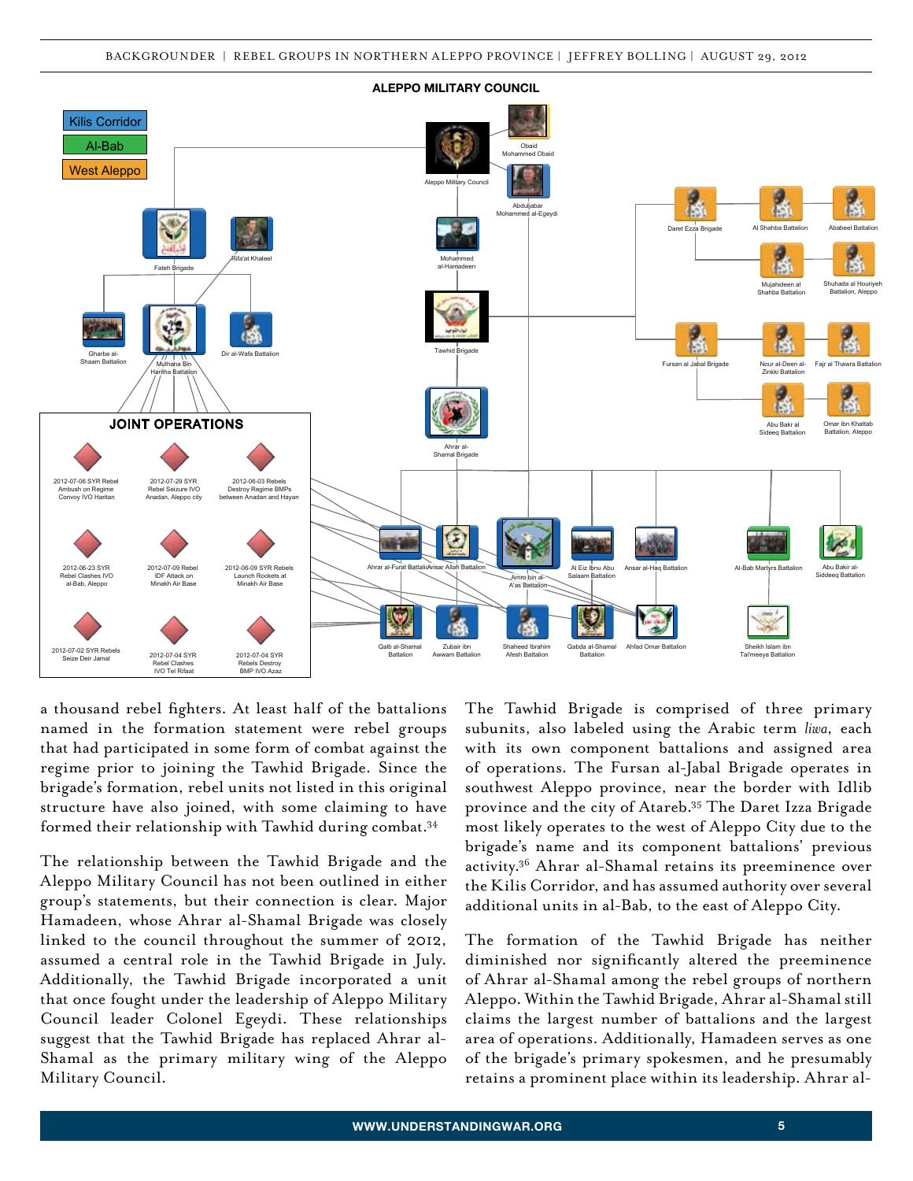ALEPPO MILITARY COUNCIL

Kilis Corridor

Al-Bab

West Aleppo

Obaid Mohammed Obaid

Aleppo Military Council

Abduljabar Mohammed al-Egeydi

Mohammed al-Hamadeen

Tawhid Brigade

Ahrar al-Shamal Brigade

Fateh Brigade

Rifa'at Khaleel

Gharba al-Shaam Battalion

Muthana Bin Haritha Battalion

Dir al-Wafa Battalion

Daret Ezza Brigade

Al Shahba Battalion

Ababeel Battalion

Mujahideen al Shahba Battalion

Shuhada al Houriyeh Battalion, Aleppo

Fursan al Jabal Brigade

Nour al-Deen al-Zinkki Battalion

Fajr al Thawra Battalion

Abu Bakr al Sideeq Battalion

Omar ibn Khattab Battalion, Aleppo

JOINT OPERATIONS

2012-07-06 SYR Rebel Ambush on Regime Convoy IVO Haritan

2012-07-29 SYR Rebel Seizure IVO Anadan, Aleppo city

2012-06-03 Rebels Destroy Regime BMPs between Anadan and Hayan

2012-06-23 SYR Rebel Clashes IVO al-Bab, Aleppo

2012-07-09 Rebel IDF Attack on Minakh Air Base

2012-06-09 SYR Rebels Launch Rockets at Minakh Air Base

2012-07-02 SYR Rebels Seize Deir Jamal

2012-07-04 SYR Rebel Clashes IVO Tel Rifaat

2012-07-04 SYR Rebels Destroy BMP IVO Azaz

Ahrar al-Furat Battalion

Ansar Allah Battalion

Amro bin al-A'as Battalion

Al Eiz Ibnu Abu Salaam Battalion

Ansar al-Haq Battalion

Al-Bab Martyrs Battalion

Abu Bakir al-Siddeeq Battalion

Qalb al-Shamal Battalion

Zubair ibn Awwam Battalion

Shaheed Ibrahim Afesh Battalion

Qabda al-Shamal Battalion

Ahfad Omar Battalion

Sheikh Islam ibn Tai'meeya Battalion

a thousand rebel fighters. At least half of the battalions named in the formation statement were rebel groups that had participated in some form of combat against the regime prior to joining the Tawhid Brigade. Since the brigade's formation, rebel units not listed in this original structure have also joined, with some claiming to have formed their relationship with Tawhid during combat.[34]

The relationship between the Tawhid Brigade and the Aleppo Military Council has not been outlined in either group's statements, but their connection is clear. Major Hamadeen, whose Ahrar al-Shamal Brigade was closely linked to the council throughout the summer of 2012, assumed a central role in the Tawhid Brigade in July. Additionally, the Tawhid Brigade incorporated a unit that once fought under the leadership of Aleppo Military Council leader Colonel Egeydi. These relationships suggest that the Tawhid Brigade has replaced Ahrar al-Shamal as the primary military wing of the Aleppo Military Council.

The Tawhid Brigade is comprised of three primary subunits, also labeled using the Arabic term *liwa*, each with its own component battalions and assigned area of operations. The Fursan al-Jabal Brigade operates in southwest Aleppo province, near the border with Idlib province and the city of Atareb.[35] The Daret Izza Brigade most likely operates to the west of Aleppo City due to the brigade's name and its component battalions' previous activity.[36] Ahrar al-Shamal retains its preeminence over the Kilis Corridor, and has assumed authority over several additional units in al-Bab, to the east of Aleppo City.

The formation of the Tawhid Brigade has neither diminished nor significantly altered the preeminence of Ahrar al-Shamal among the rebel groups of northern Aleppo. Within the Tawhid Brigade, Ahrar al-Shamal still claims the largest number of battalions and the largest area of operations. Additionally, Hamadeen serves as one of the brigade's primary spokesmen, and he presumably retains a prominent place within its leadership. Ahrar al-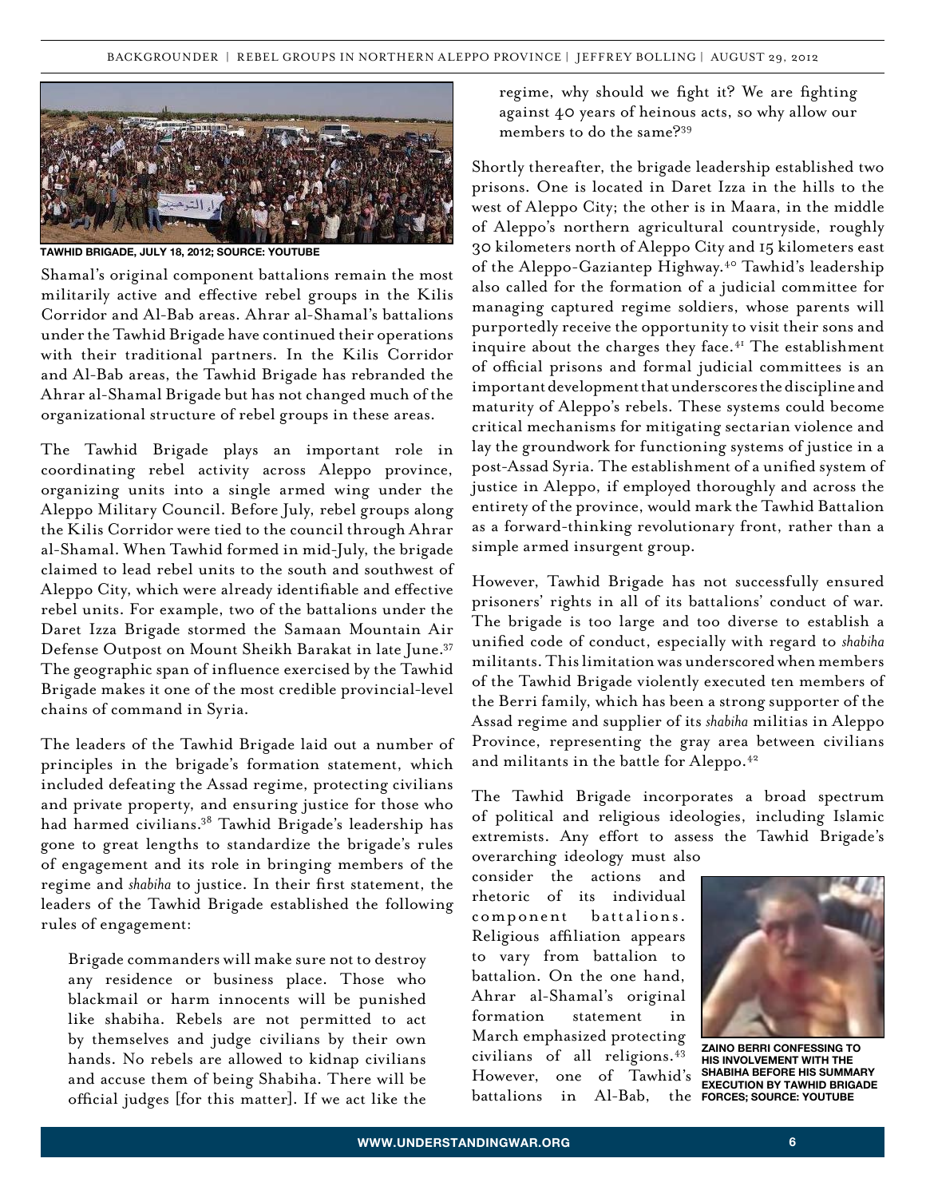TAWHID BRIGADE, JULY 18, 2012; SOURCE: YOUTUBE

Shamal's original component battalions remain the most militarily active and effective rebel groups in the Kilis Corridor and Al-Bab areas. Ahrar al-Shamal's battalions under the Tawhid Brigade have continued their operations with their traditional partners. In the Kilis Corridor and Al-Bab areas, the Tawhid Brigade has rebranded the Ahrar al-Shamal Brigade but has not changed much of the organizational structure of rebel groups in these areas.

The Tawhid Brigade plays an important role in coordinating rebel activity across Aleppo province, organizing units into a single armed wing under the Aleppo Military Council. Before July, rebel groups along the Kilis Corridor were tied to the council through Ahrar al-Shamal. When Tawhid formed in mid-July, the brigade claimed to lead rebel units to the south and southwest of Aleppo City, which were already identifiable and effective rebel units. For example, two of the battalions under the Daret Izza Brigade stormed the Samaan Mountain Air Defense Outpost on Mount Sheikh Barakat in late June.[37] The geographic span of influence exercised by the Tawhid Brigade makes it one of the most credible provincial-level chains of command in Syria.

The leaders of the Tawhid Brigade laid out a number of principles in the brigade's formation statement, which included defeating the Assad regime, protecting civilians and private property, and ensuring justice for those who had harmed civilians.[38] Tawhid Brigade's leadership has gone to great lengths to standardize the brigade's rules of engagement and its role in bringing members of the regime and *shabiha* to justice. In their first statement, the leaders of the Tawhid Brigade established the following rules of engagement:

> Brigade commanders will make sure not to destroy any residence or business place. Those who blackmail or harm innocents will be punished like shabiha. Rebels are not permitted to act by themselves and judge civilians by their own hands. No rebels are allowed to kidnap civilians and accuse them of being Shabiha. There will be official judges [for this matter]. If we act like the regime, why should we fight it? We are fighting against 40 years of heinous acts, so why allow our members to do the same?[39]

Shortly thereafter, the brigade leadership established two prisons. One is located in Daret Izza in the hills to the west of Aleppo City; the other is in Maara, in the middle of Aleppo's northern agricultural countryside, roughly 30 kilometers north of Aleppo City and 15 kilometers east of the Aleppo-Gaziantep Highway.[40] Tawhid's leadership also called for the formation of a judicial committee for managing captured regime soldiers, whose parents will purportedly receive the opportunity to visit their sons and inquire about the charges they face.[41] The establishment of official prisons and formal judicial committees is an important development that underscores the discipline and maturity of Aleppo's rebels. These systems could become critical mechanisms for mitigating sectarian violence and lay the groundwork for functioning systems of justice in a post-Assad Syria. The establishment of a unified system of justice in Aleppo, if employed thoroughly and across the entirety of the province, would mark the Tawhid Battalion as a forward-thinking revolutionary front, rather than a simple armed insurgent group.

However, Tawhid Brigade has not successfully ensured prisoners' rights in all of its battalions' conduct of war. The brigade is too large and too diverse to establish a unified code of conduct, especially with regard to *shabiha* militants. This limitation was underscored when members of the Tawhid Brigade violently executed ten members of the Berri family, which has been a strong supporter of the Assad regime and supplier of its *shabiha* militias in Aleppo Province, representing the gray area between civilians and militants in the battle for Aleppo.[42]

The Tawhid Brigade incorporates a broad spectrum of political and religious ideologies, including Islamic extremists. Any effort to assess the Tawhid Brigade's overarching ideology must also consider the actions and rhetoric of its individual component battalions. Religious affiliation appears to vary from battalion to battalion. On the one hand, Ahrar al-Shamal's original formation statement in March emphasized protecting civilians of all religions.[43] However, one of Tawhid's battalions in Al-Bab, the

ZAINO BERRI CONFESSING TO HIS INVOLVEMENT WITH THE SHABIHA BEFORE HIS SUMMARY EXECUTION BY TAWHID BRIGADE FORCES; SOURCE: YOUTUBE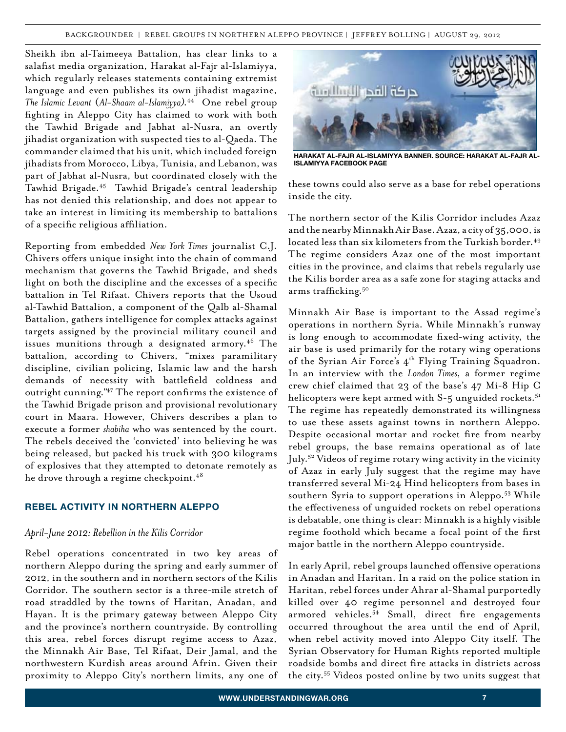Sheikh ibn al-Taimeeya Battalion, has clear links to a salafist media organization, Harakat al-Fajr al-Islamiyya, which regularly releases statements containing extremist language and even publishes its own jihadist magazine, *The Islamic Levant (Al-Shaam al-Islamiyya)*.[44] One rebel group fighting in Aleppo City has claimed to work with both the Tawhid Brigade and Jabhat al-Nusra, an overtly jihadist organization with suspected ties to al-Qaeda. The commander claimed that his unit, which included foreign jihadists from Morocco, Libya, Tunisia, and Lebanon, was part of Jabhat al-Nusra, but coordinated closely with the Tawhid Brigade.[45] Tawhid Brigade's central leadership has not denied this relationship, and does not appear to take an interest in limiting its membership to battalions of a specific religious affiliation.

Reporting from embedded *New York Times* journalist C.J. Chivers offers unique insight into the chain of command mechanism that governs the Tawhid Brigade, and sheds light on both the discipline and the excesses of a specific battalion in Tel Rifaat. Chivers reports that the Usoud al-Tawhid Battalion, a component of the Qalb al-Shamal Battalion, gathers intelligence for complex attacks against targets assigned by the provincial military council and issues munitions through a designated armory.[46] The battalion, according to Chivers, "mixes paramilitary discipline, civilian policing, Islamic law and the harsh demands of necessity with battlefield coldness and outright cunning."[47] The report confirms the existence of the Tawhid Brigade prison and provisional revolutionary court in Maara. However, Chivers describes a plan to execute a former *shabiha* who was sentenced by the court. The rebels deceived the 'convicted' into believing he was being released, but packed his truck with 300 kilograms of explosives that they attempted to detonate remotely as he drove through a regime checkpoint.[48]

## REBEL ACTIVITY IN NORTHERN ALEPPO

### *April-June 2012: Rebellion in the Kilis Corridor*

Rebel operations concentrated in two key areas of northern Aleppo during the spring and early summer of 2012, in the southern and in northern sectors of the Kilis Corridor. The southern sector is a three-mile stretch of road straddled by the towns of Haritan, Anadan, and Hayan. It is the primary gateway between Aleppo City and the province's northern countryside. By controlling this area, rebel forces disrupt regime access to Azaz, the Minnakh Air Base, Tel Rifaat, Deir Jamal, and the northwestern Kurdish areas around Afrin. Given their proximity to Aleppo City's northern limits, any one of these towns could also serve as a base for rebel operations inside the city.

HARAKAT AL-FAJR AL-ISLAMIYYA BANNER. SOURCE: HARAKAT AL-FAJR AL-ISLAMIYYA FACEBOOK PAGE

The northern sector of the Kilis Corridor includes Azaz and the nearby Minnakh Air Base. Azaz, a city of 35,000, is located less than six kilometers from the Turkish border.[49] The regime considers Azaz one of the most important cities in the province, and claims that rebels regularly use the Kilis border area as a safe zone for staging attacks and arms trafficking.[50]

Minnakh Air Base is important to the Assad regime's operations in northern Syria. While Minnakh's runway is long enough to accommodate fixed-wing activity, the air base is used primarily for the rotary wing operations of the Syrian Air Force's 4th Flying Training Squadron. In an interview with the *London Times*, a former regime crew chief claimed that 23 of the base's 47 Mi-8 Hip C helicopters were kept armed with S-5 unguided rockets.[51] The regime has repeatedly demonstrated its willingness to use these assets against towns in northern Aleppo. Despite occasional mortar and rocket fire from nearby rebel groups, the base remains operational as of late July.[52] Videos of regime rotary wing activity in the vicinity of Azaz in early July suggest that the regime may have transferred several Mi-24 Hind helicopters from bases in southern Syria to support operations in Aleppo.[53] While the effectiveness of unguided rockets on rebel operations is debatable, one thing is clear: Minnakh is a highly visible regime foothold which became a focal point of the first major battle in the northern Aleppo countryside.

In early April, rebel groups launched offensive operations in Anadan and Haritan. In a raid on the police station in Haritan, rebel forces under Ahrar al-Shamal purportedly killed over 40 regime personnel and destroyed four armored vehicles.[54] Small, direct fire engagements occurred throughout the area until the end of April, when rebel activity moved into Aleppo City itself. The Syrian Observatory for Human Rights reported multiple roadside bombs and direct fire attacks in districts across the city.[55] Videos posted online by two units suggest that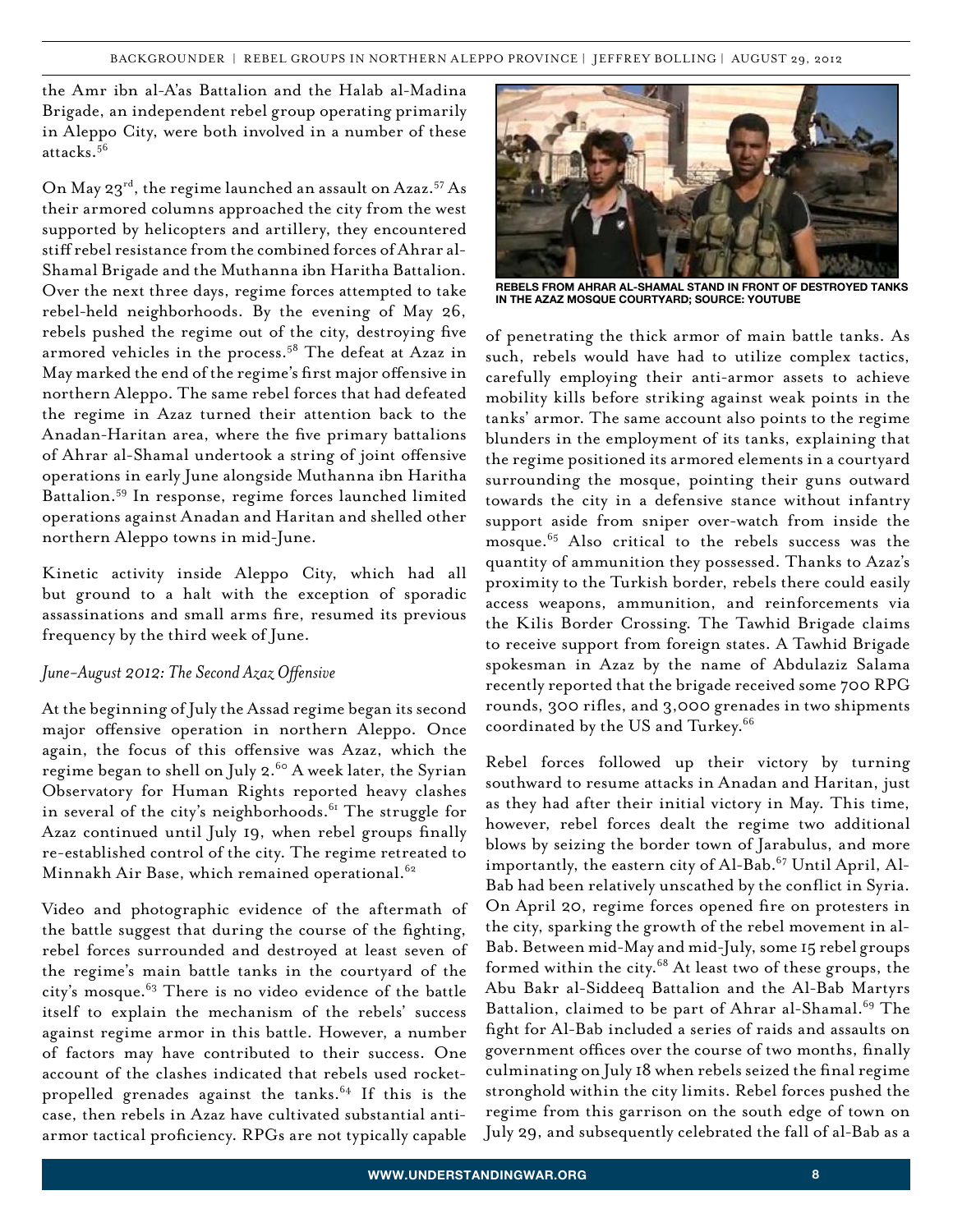the Amr ibn al-A'as Battalion and the Halab al-Madina Brigade, an independent rebel group operating primarily in Aleppo City, were both involved in a number of these attacks.[56]

On May 23rd, the regime launched an assault on Azaz.[57] As their armored columns approached the city from the west supported by helicopters and artillery, they encountered stiff rebel resistance from the combined forces of Ahrar al-Shamal Brigade and the Muthanna ibn Haritha Battalion. Over the next three days, regime forces attempted to take rebel-held neighborhoods. By the evening of May 26, rebels pushed the regime out of the city, destroying five armored vehicles in the process.[58] The defeat at Azaz in May marked the end of the regime's first major offensive in northern Aleppo. The same rebel forces that had defeated the regime in Azaz turned their attention back to the Anadan-Haritan area, where the five primary battalions of Ahrar al-Shamal undertook a string of joint offensive operations in early June alongside Muthanna ibn Haritha Battalion.[59] In response, regime forces launched limited operations against Anadan and Haritan and shelled other northern Aleppo towns in mid-June.

Kinetic activity inside Aleppo City, which had all but ground to a halt with the exception of sporadic assassinations and small arms fire, resumed its previous frequency by the third week of June.

### *June-August 2012: The Second Azaz Offensive*

At the beginning of July the Assad regime began its second major offensive operation in northern Aleppo. Once again, the focus of this offensive was Azaz, which the regime began to shell on July 2.[60] A week later, the Syrian Observatory for Human Rights reported heavy clashes in several of the city's neighborhoods.[61] The struggle for Azaz continued until July 19, when rebel groups finally re-established control of the city. The regime retreated to Minnakh Air Base, which remained operational.[62]

Video and photographic evidence of the aftermath of the battle suggest that during the course of the fighting, rebel forces surrounded and destroyed at least seven of the regime's main battle tanks in the courtyard of the city's mosque.[63] There is no video evidence of the battle itself to explain the mechanism of the rebels' success against regime armor in this battle. However, a number of factors may have contributed to their success. One account of the clashes indicated that rebels used rocket-propelled grenades against the tanks.[64] If this is the case, then rebels in Azaz have cultivated substantial anti-armor tactical proficiency. RPGs are not typically capable of penetrating the thick armor of main battle tanks. As such, rebels would have had to utilize complex tactics, carefully employing their anti-armor assets to achieve mobility kills before striking against weak points in the tanks' armor. The same account also points to the regime blunders in the employment of its tanks, explaining that the regime positioned its armored elements in a courtyard surrounding the mosque, pointing their guns outward towards the city in a defensive stance without infantry support aside from sniper over-watch from inside the mosque.[65] Also critical to the rebels success was the quantity of ammunition they possessed. Thanks to Azaz's proximity to the Turkish border, rebels there could easily access weapons, ammunition, and reinforcements via the Kilis Border Crossing. The Tawhid Brigade claims to receive support from foreign states. A Tawhid Brigade spokesman in Azaz by the name of Abdulaziz Salama recently reported that the brigade received some 700 RPG rounds, 300 rifles, and 3,000 grenades in two shipments coordinated by the US and Turkey.[66]

REBELS FROM AHRAR AL-SHAMAL STAND IN FRONT OF DESTROYED TANKS IN THE AZAZ MOSQUE COURTYARD; SOURCE: YOUTUBE

Rebel forces followed up their victory by turning southward to resume attacks in Anadan and Haritan, just as they had after their initial victory in May. This time, however, rebel forces dealt the regime two additional blows by seizing the border town of Jarabulus, and more importantly, the eastern city of Al-Bab.[67] Until April, Al-Bab had been relatively unscathed by the conflict in Syria. On April 20, regime forces opened fire on protesters in the city, sparking the growth of the rebel movement in al-Bab. Between mid-May and mid-July, some 15 rebel groups formed within the city.[68] At least two of these groups, the Abu Bakr al-Siddeeq Battalion and the Al-Bab Martyrs Battalion, claimed to be part of Ahrar al-Shamal.[69] The fight for Al-Bab included a series of raids and assaults on government offices over the course of two months, finally culminating on July 18 when rebels seized the final regime stronghold within the city limits. Rebel forces pushed the regime from this garrison on the south edge of town on July 29, and subsequently celebrated the fall of al-Bab as a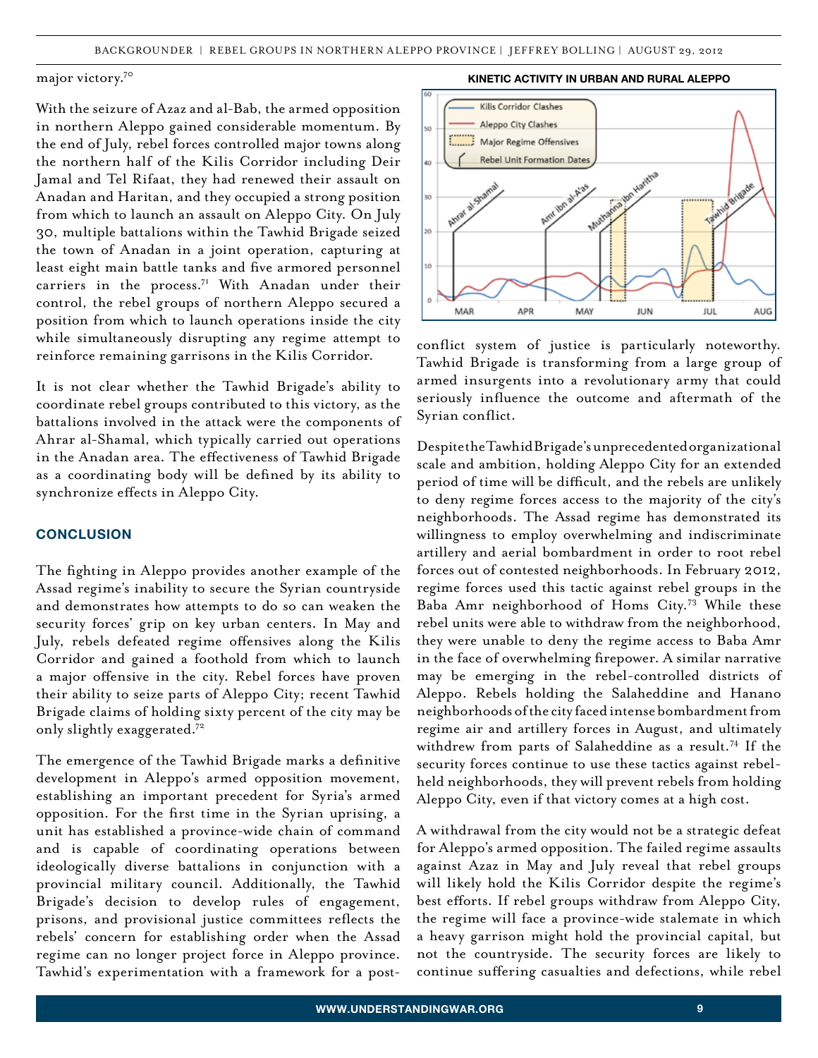major victory.[70]

With the seizure of Azaz and al-Bab, the armed opposition in northern Aleppo gained considerable momentum. By the end of July, rebel forces controlled major towns along the northern half of the Kilis Corridor including Deir Jamal and Tel Rifaat, they had renewed their assault on Anadan and Haritan, and they occupied a strong position from which to launch an assault on Aleppo City. On July 30, multiple battalions within the Tawhid Brigade seized the town of Anadan in a joint operation, capturing at least eight main battle tanks and five armored personnel carriers in the process.[71] With Anadan under their control, the rebel groups of northern Aleppo secured a position from which to launch operations inside the city while simultaneously disrupting any regime attempt to reinforce remaining garrisons in the Kilis Corridor.

It is not clear whether the Tawhid Brigade's ability to coordinate rebel groups contributed to this victory, as the battalions involved in the attack were the components of Ahrar al-Shamal, which typically carried out operations in the Anadan area. The effectiveness of Tawhid Brigade as a coordinating body will be defined by its ability to synchronize effects in Aleppo City.

## CONCLUSION

The fighting in Aleppo provides another example of the Assad regime's inability to secure the Syrian countryside and demonstrates how attempts to do so can weaken the security forces' grip on key urban centers. In May and July, rebels defeated regime offensives along the Kilis Corridor and gained a foothold from which to launch a major offensive in the city. Rebel forces have proven their ability to seize parts of Aleppo City; recent Tawhid Brigade claims of holding sixty percent of the city may be only slightly exaggerated.[72]

The emergence of the Tawhid Brigade marks a definitive development in Aleppo's armed opposition movement, establishing an important precedent for Syria's armed opposition. For the first time in the Syrian uprising, a unit has established a province-wide chain of command and is capable of coordinating operations between ideologically diverse battalions in conjunction with a provincial military council. Additionally, the Tawhid Brigade's decision to develop rules of engagement, prisons, and provisional justice committees reflects the rebels' concern for establishing order when the Assad regime can no longer project force in Aleppo province. Tawhid's experimentation with a framework for a post-conflict system of justice is particularly noteworthy. Tawhid Brigade is transforming from a large group of armed insurgents into a revolutionary army that could seriously influence the outcome and aftermath of the Syrian conflict.

**KINETIC ACTIVITY IN URBAN AND RURAL ALEPPO**

Kilis Corridor Clashes
Aleppo City Clashes
Major Regime Offensives
Rebel Unit Formation Dates
Ahrar al-Shamal
Amr ibn al-A'as
Muthanna ibn Haritha
Tawhid Brigade
0
10
20
30
40
50
60
MAR
APR
MAY
JUN
JUL
AUG

Despite the Tawhid Brigade's unprecedented organizational scale and ambition, holding Aleppo City for an extended period of time will be difficult, and the rebels are unlikely to deny regime forces access to the majority of the city's neighborhoods. The Assad regime has demonstrated its willingness to employ overwhelming and indiscriminate artillery and aerial bombardment in order to root rebel forces out of contested neighborhoods. In February 2012, regime forces used this tactic against rebel groups in the Baba Amr neighborhood of Homs City.[73] While these rebel units were able to withdraw from the neighborhood, they were unable to deny the regime access to Baba Amr in the face of overwhelming firepower. A similar narrative may be emerging in the rebel-controlled districts of Aleppo. Rebels holding the Salaheddine and Hanano neighborhoods of the city faced intense bombardment from regime air and artillery forces in August, and ultimately withdrew from parts of Salaheddine as a result.[74] If the security forces continue to use these tactics against rebel-held neighborhoods, they will prevent rebels from holding Aleppo City, even if that victory comes at a high cost.

A withdrawal from the city would not be a strategic defeat for Aleppo's armed opposition. The failed regime assaults against Azaz in May and July reveal that rebel groups will likely hold the Kilis Corridor despite the regime's best efforts. If rebel groups withdraw from Aleppo City, the regime will face a province-wide stalemate in which a heavy garrison might hold the provincial capital, but not the countryside. The security forces are likely to continue suffering casualties and defections, while rebel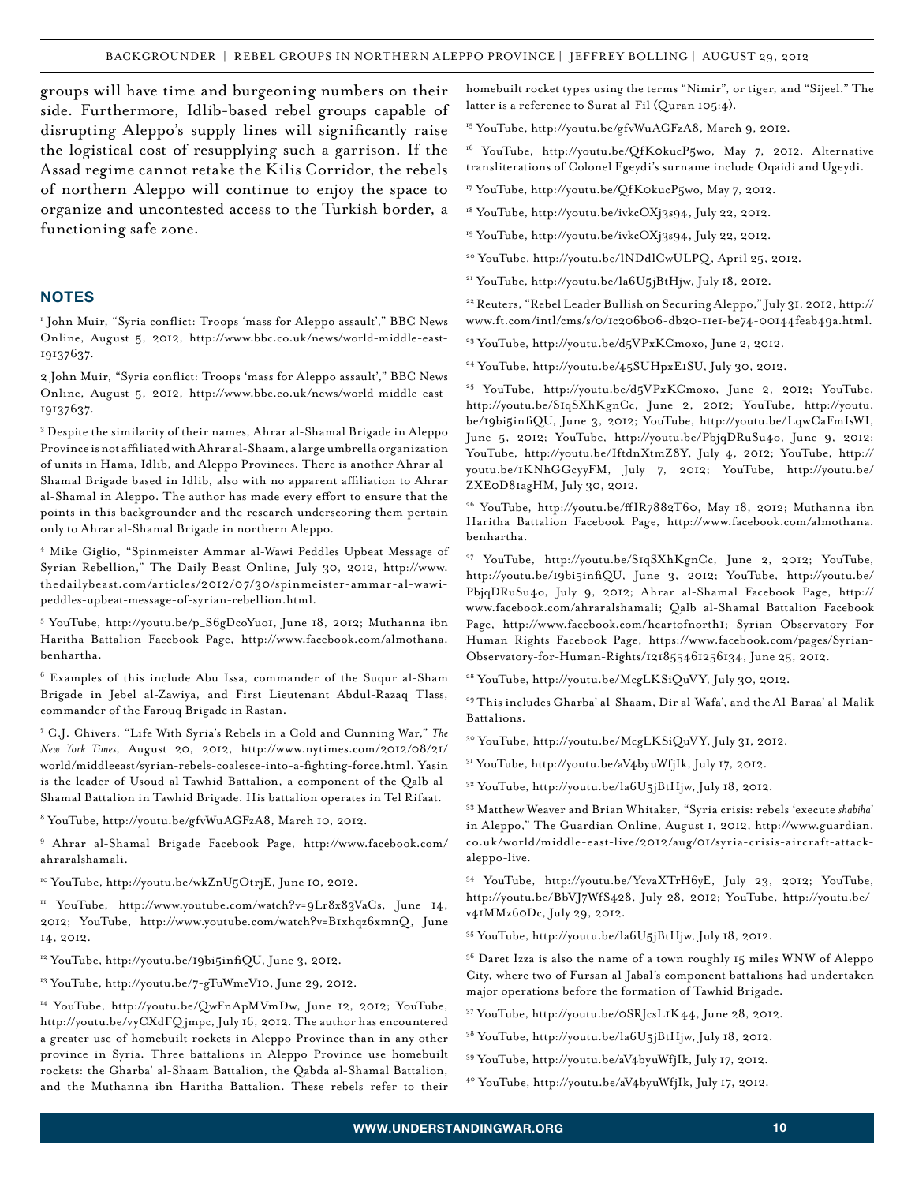groups will have time and burgeoning numbers on their side. Furthermore, Idlib-based rebel groups capable of disrupting Aleppo's supply lines will significantly raise the logistical cost of resupplying such a garrison. If the Assad regime cannot retake the Kilis Corridor, the rebels of northern Aleppo will continue to enjoy the space to organize and uncontested access to the Turkish border, a functioning safe zone.

## NOTES

[1] John Muir, "Syria conflict: Troops 'mass for Aleppo assault'," BBC News Online, August 5, 2012, http://www.bbc.co.uk/news/world-middle-east-19137637.

2 John Muir, "Syria conflict: Troops 'mass for Aleppo assault'," BBC News Online, August 5, 2012, http://www.bbc.co.uk/news/world-middle-east-19137637.

[3] Despite the similarity of their names, Ahrar al-Shamal Brigade in Aleppo Province is not affiliated with Ahrar al-Shaam, a large umbrella organization of units in Hama, Idlib, and Aleppo Provinces. There is another Ahrar al-Shamal Brigade based in Idlib, also with no apparent affiliation to Ahrar al-Shamal in Aleppo. The author has made every effort to ensure that the points in this backgrounder and the research underscoring them pertain only to Ahrar al-Shamal Brigade in northern Aleppo.

[4] Mike Giglio, "Spinmeister Ammar al-Wawi Peddles Upbeat Message of Syrian Rebellion," The Daily Beast Online, July 30, 2012, http://www.thedailybeast.com/articles/2012/07/30/spinmeister-ammar-al-wawi-peddles-upbeat-message-of-syrian-rebellion.html.

[5] YouTube, http://youtu.be/p_S6gDcoYuo1, June 18, 2012; Muthanna ibn Haritha Battalion Facebook Page, http://www.facebook.com/almothana.benhartha.

[6] Examples of this include Abu Issa, commander of the Suqur al-Sham Brigade in Jebel al-Zawiya, and First Lieutenant Abdul-Razaq Tlass, commander of the Farouq Brigade in Rastan.

[7] C.J. Chivers, "Life With Syria's Rebels in a Cold and Cunning War," *The New York Times*, August 20, 2012, http://www.nytimes.com/2012/08/21/world/middleeast/syrian-rebels-coalesce-into-a-fighting-force.html. Yasin is the leader of Usoud al-Tawhid Battalion, a component of the Qalb al-Shamal Battalion in Tawhid Brigade. His battalion operates in Tel Rifaat.

[8] YouTube, http://youtu.be/gfvWuAGFzA8, March 10, 2012.

[9] Ahrar al-Shamal Brigade Facebook Page, http://www.facebook.com/ahraralshamali.

[10] YouTube, http://youtu.be/wkZnU5OtrjE, June 10, 2012.

[11] YouTube, http://www.youtube.com/watch?v=9Lr8x83VaCs, June 14, 2012; YouTube, http://www.youtube.com/watch?v=B1xhqz6xmnQ, June 14, 2012.

[12] YouTube, http://youtu.be/19bi5infiQU, June 3, 2012.

[13] YouTube, http://youtu.be/7-gTuWmeV10, June 29, 2012.

[14] YouTube, http://youtu.be/QwFnApMVmDw, June 12, 2012; YouTube, http://youtu.be/vyCXdFQjmpc, July 16, 2012. The author has encountered a greater use of homebuilt rockets in Aleppo Province than in any other province in Syria. Three battalions in Aleppo Province use homebuilt rockets: the Gharba' al-Shaam Battalion, the Qabda al-Shamal Battalion, and the Muthanna ibn Haritha Battalion. These rebels refer to their homebuilt rocket types using the terms "Nimir", or tiger, and "Sijeel." The latter is a reference to Surat al-Fil (Quran 105:4).

[15] YouTube, http://youtu.be/gfvWuAGFzA8, March 9, 2012.

[16] YouTube, http://youtu.be/QfK0kucP5wo, May 7, 2012. Alternative transliterations of Colonel Egeydi's surname include Oqaidi and Ugeydi.

[17] YouTube, http://youtu.be/QfK0kucP5wo, May 7, 2012.

[18] YouTube, http://youtu.be/ivkcOXj3s94, July 22, 2012.

[19] YouTube, http://youtu.be/ivkcOXj3s94, July 22, 2012.

[20] YouTube, http://youtu.be/lNDdlCwULPQ, April 25, 2012.

[21] YouTube, http://youtu.be/la6U5jBtHjw, July 18, 2012.

[22] Reuters, "Rebel Leader Bullish on Securing Aleppo," July 31, 2012, http://www.ft.com/intl/cms/s/0/1c206b06-db20-11e1-be74-00144feab49a.html.

[23] YouTube, http://youtu.be/d5VPxKCmoxo, June 2, 2012.

[24] YouTube, http://youtu.be/45SUHpxE1SU, July 30, 2012.

[25] YouTube, http://youtu.be/d5VPxKCmoxo, June 2, 2012; YouTube, http://youtu.be/S1qSXhKgnCc, June 2, 2012; YouTube, http://youtu.be/19bi5infiQU, June 3, 2012; YouTube, http://youtu.be/LqwCaFmIsWI, June 5, 2012; YouTube, http://youtu.be/PbjqDRuSu4o, June 9, 2012; YouTube, http://youtu.be/IftdnXtmZ8Y, July 4, 2012; YouTube, http://youtu.be/1KNhGGcyyFM, July 7, 2012; YouTube, http://youtu.be/ZXE0D81agHM, July 30, 2012.

[26] YouTube, http://youtu.be/ffIR7882T60, May 18, 2012; Muthanna ibn Haritha Battalion Facebook Page, http://www.facebook.com/almothana.benhartha.

[27] YouTube, http://youtu.be/S1qSXhKgnCc, June 2, 2012; YouTube, http://youtu.be/19bi5infiQU, June 3, 2012; YouTube, http://youtu.be/PbjqDRuSu4o, July 9, 2012; Ahrar al-Shamal Facebook Page, http://www.facebook.com/ahraralshamali; Qalb al-Shamal Battalion Facebook Page, http://www.facebook.com/heartofnorth1; Syrian Observatory For Human Rights Facebook Page, https://www.facebook.com/pages/Syrian-Observatory-for-Human-Rights/121855461256134, June 25, 2012.

[28] YouTube, http://youtu.be/McgLKSiQuVY, July 30, 2012.

[29] This includes Gharba' al-Shaam, Dir al-Wafa', and the Al-Baraa' al-Malik Battalions.

[30] YouTube, http://youtu.be/McgLKSiQuVY, July 31, 2012.

[31] YouTube, http://youtu.be/aV4byuWfjIk, July 17, 2012.

[32] YouTube, http://youtu.be/la6U5jBtHjw, July 18, 2012.

[33] Matthew Weaver and Brian Whitaker, "Syria crisis: rebels 'execute *shabiha*' in Aleppo," The Guardian Online, August 1, 2012, http://www.guardian.co.uk/world/middle-east-live/2012/aug/01/syria-crisis-aircraft-attack-aleppo-live.

[34] YouTube, http://youtu.be/YcvaXTrH6yE, July 23, 2012; YouTube, http://youtu.be/BbVJ7WfS428, July 28, 2012; YouTube, http://youtu.be/_v41MMz60Dc, July 29, 2012.

[35] YouTube, http://youtu.be/la6U5jBtHjw, July 18, 2012.

[36] Daret Izza is also the name of a town roughly 15 miles WNW of Aleppo City, where two of Fursan al-Jabal's component battalions had undertaken major operations before the formation of Tawhid Brigade.

[37] YouTube, http://youtu.be/0SRJcsL1K44, June 28, 2012.

[38] YouTube, http://youtu.be/la6U5jBtHjw, July 18, 2012.

[39] YouTube, http://youtu.be/aV4byuWfjIk, July 17, 2012.

[40] YouTube, http://youtu.be/aV4byuWfjIk, July 17, 2012.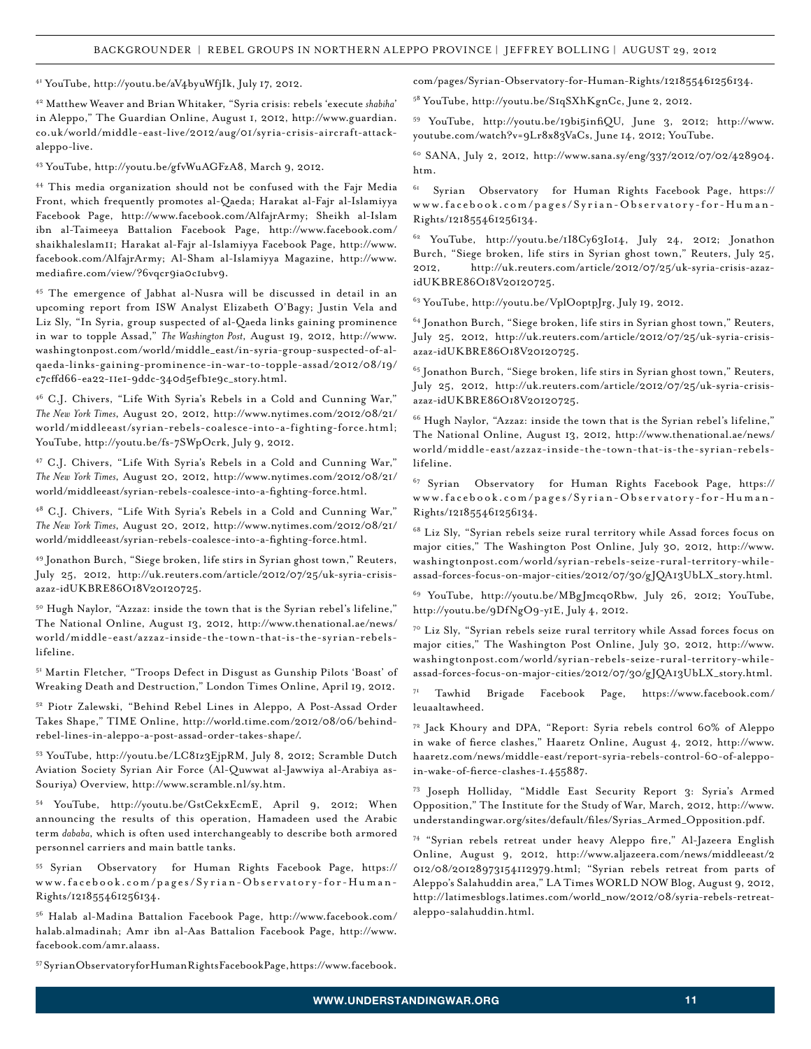[41] YouTube, http://youtu.be/aV4byuWfjIk, July 17, 2012.

[42] Matthew Weaver and Brian Whitaker, "Syria crisis: rebels 'execute *shabiha*' in Aleppo," The Guardian Online, August 1, 2012, http://www.guardian.co.uk/world/middle-east-live/2012/aug/01/syria-crisis-aircraft-attack-aleppo-live.

[43] YouTube, http://youtu.be/gfvWuAGFzA8, March 9, 2012.

[44] This media organization should not be confused with the Fajr Media Front, which frequently promotes al-Qaeda; Harakat al-Fajr al-Islamiyya Facebook Page, http://www.facebook.com/AlfajrArmy; Sheikh al-Islam ibn al-Taimeeya Battalion Facebook Page, http://www.facebook.com/shaikhaleslam11; Harakat al-Fajr al-Islamiyya Facebook Page, http://www.facebook.com/AlfajrArmy; Al-Sham al-Islamiyya Magazine, http://www.mediafire.com/view/?6vqcr9ia0c1ubv9.

[45] The emergence of Jabhat al-Nusra will be discussed in detail in an upcoming report from ISW Analyst Elizabeth O'Bagy; Justin Vela and Liz Sly, "In Syria, group suspected of al-Qaeda links gaining prominence in war to topple Assad," *The Washington Post*, August 19, 2012, http://www.washingtonpost.com/world/middle_east/in-syria-group-suspected-of-al-qaeda-links-gaining-prominence-in-war-to-topple-assad/2012/08/19/c7cffd66-ea22-11e1-9ddc-340d5efb1e9c_story.html.

[46] C.J. Chivers, "Life With Syria's Rebels in a Cold and Cunning War," *The New York Times*, August 20, 2012, http://www.nytimes.com/2012/08/21/world/middleeast/syrian-rebels-coalesce-into-a-fighting-force.html; YouTube, http://youtu.be/fs-7SWpOcrk, July 9, 2012.

[47] C.J. Chivers, "Life With Syria's Rebels in a Cold and Cunning War," *The New York Times*, August 20, 2012, http://www.nytimes.com/2012/08/21/world/middleeast/syrian-rebels-coalesce-into-a-fighting-force.html.

[48] C.J. Chivers, "Life With Syria's Rebels in a Cold and Cunning War," *The New York Times*, August 20, 2012, http://www.nytimes.com/2012/08/21/world/middleeast/syrian-rebels-coalesce-into-a-fighting-force.html.

[49] Jonathon Burch, "Siege broken, life stirs in Syrian ghost town," Reuters, July 25, 2012, http://uk.reuters.com/article/2012/07/25/uk-syria-crisis-azaz-idUKBRE86O18V20120725.

[50] Hugh Naylor, "Azzaz: inside the town that is the Syrian rebel's lifeline," The National Online, August 13, 2012, http://www.thenational.ae/news/world/middle-east/azzaz-inside-the-town-that-is-the-syrian-rebels-lifeline.

[51] Martin Fletcher, "Troops Defect in Disgust as Gunship Pilots 'Boast' of Wreaking Death and Destruction," London Times Online, April 19, 2012.

[52] Piotr Zalewski, "Behind Rebel Lines in Aleppo, A Post-Assad Order Takes Shape," TIME Online, http://world.time.com/2012/08/06/behind-rebel-lines-in-aleppo-a-post-assad-order-takes-shape/.

[53] YouTube, http://youtu.be/LC81z3EjpRM, July 8, 2012; Scramble Dutch Aviation Society Syrian Air Force (Al-Quwwat al-Jawwiya al-Arabiya as-Souriya) Overview, http://www.scramble.nl/sy.htm.

[54] YouTube, http://youtu.be/GstCekxEcmE, April 9, 2012; When announcing the results of this operation, Hamadeen used the Arabic term *dababa*, which is often used interchangeably to describe both armored personnel carriers and main battle tanks.

[55] Syrian Observatory for Human Rights Facebook Page, https://www.facebook.com/pages/Syrian-Observatory-for-Human-Rights/121855461256134.

[56] Halab al-Madina Battalion Facebook Page, http://www.facebook.com/halab.almadinah; Amr ibn al-Aas Battalion Facebook Page, http://www.facebook.com/amr.alaass.

[57] Syrian Observatory for Human Rights Facebook Page, https://www.facebook.com/pages/Syrian-Observatory-for-Human-Rights/121855461256134.

[58] YouTube, http://youtu.be/S1qSXhKgnCc, June 2, 2012.

[59] YouTube, http://youtu.be/19bi5infiQU, June 3, 2012; http://www.youtube.com/watch?v=9Lr8x83VaCs, June 14, 2012; YouTube.

[60] SANA, July 2, 2012, http://www.sana.sy/eng/337/2012/07/02/428904.htm.

[61] Syrian Observatory for Human Rights Facebook Page, https://www.facebook.com/pages/Syrian-Observatory-for-Human-Rights/121855461256134.

[62] YouTube, http://youtu.be/1I8Cy63I014, July 24, 2012; Jonathon Burch, "Siege broken, life stirs in Syrian ghost town," Reuters, July 25, 2012, http://uk.reuters.com/article/2012/07/25/uk-syria-crisis-azaz-idUKBRE86O18V20120725.

[63] YouTube, http://youtu.be/VplOoptpJrg, July 19, 2012.

[64] Jonathon Burch, "Siege broken, life stirs in Syrian ghost town," Reuters, July 25, 2012, http://uk.reuters.com/article/2012/07/25/uk-syria-crisis-azaz-idUKBRE86O18V20120725.

[65] Jonathon Burch, "Siege broken, life stirs in Syrian ghost town," Reuters, July 25, 2012, http://uk.reuters.com/article/2012/07/25/uk-syria-crisis-azaz-idUKBRE86O18V20120725.

[66] Hugh Naylor, "Azzaz: inside the town that is the Syrian rebel's lifeline," The National Online, August 13, 2012, http://www.thenational.ae/news/world/middle-east/azzaz-inside-the-town-that-is-the-syrian-rebels-lifeline.

[67] Syrian Observatory for Human Rights Facebook Page, https://www.facebook.com/pages/Syrian-Observatory-for-Human-Rights/121855461256134.

[68] Liz Sly, "Syrian rebels seize rural territory while Assad forces focus on major cities," The Washington Post Online, July 30, 2012, http://www.washingtonpost.com/world/syrian-rebels-seize-rural-territory-while-assad-forces-focus-on-major-cities/2012/07/30/gJQA13UbLX_story.html.

[69] YouTube, http://youtu.be/MBgJmcq0Rbw, July 26, 2012; YouTube, http://youtu.be/9DfNgO9-y1E, July 4, 2012.

[70] Liz Sly, "Syrian rebels seize rural territory while Assad forces focus on major cities," The Washington Post Online, July 30, 2012, http://www.washingtonpost.com/world/syrian-rebels-seize-rural-territory-while-assad-forces-focus-on-major-cities/2012/07/30/gJQA13UbLX_story.html.

[71] Tawhid Brigade Facebook Page, https://www.facebook.com/leuaaltawheed.

[72] Jack Khoury and DPA, "Report: Syria rebels control 60% of Aleppo in wake of fierce clashes," Haaretz Online, August 4, 2012, http://www.haaretz.com/news/middle-east/report-syria-rebels-control-60-of-aleppo-in-wake-of-fierce-clashes-1.455887.

[73] Joseph Holliday, "Middle East Security Report 3: Syria's Armed Opposition," The Institute for the Study of War, March, 2012, http://www.understandingwar.org/sites/default/files/Syrias_Armed_Opposition.pdf.

[74] "Syrian rebels retreat under heavy Aleppo fire," Al-Jazeera English Online, August 9, 2012, http://www.aljazeera.com/news/middleeast/2012/08/201289731541l2979.html; "Syrian rebels retreat from parts of Aleppo's Salahuddin area," LA Times WORLD NOW Blog, August 9, 2012, http://latimesblogs.latimes.com/world_now/2012/08/syria-rebels-retreat-aleppo-salahuddin.html.